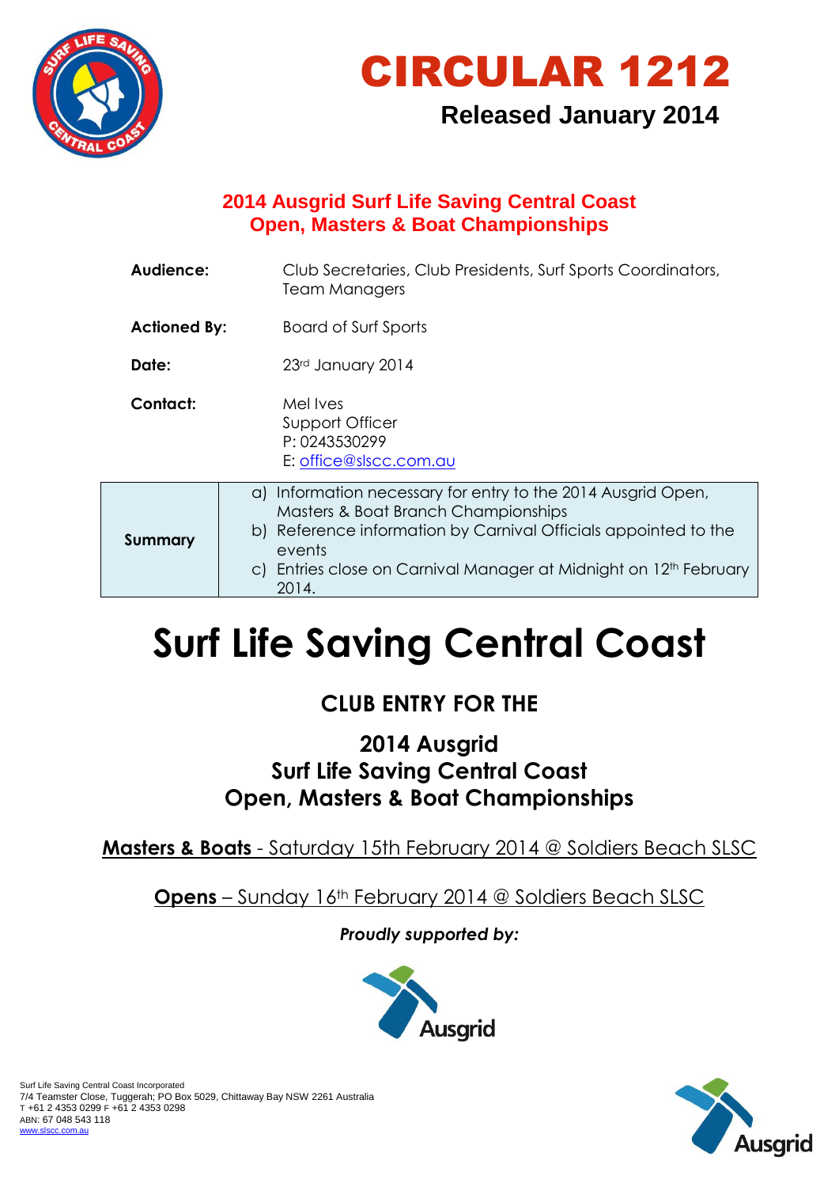# CIRCULAR 1212

**Released January 2014**

## 2014 Ausgrid Surf Life Saving Central Coast Open, Masters & Boat Championships

**Audience:** Club Secretaries, Club Presidents, Surf Sports Coordinators, Team Managers

**Actioned By:** Board of Surf Sports

**Date:** 23rd January 2014

**Contact:** Mel Ives
Support Officer
P: 0243530299
E: office@slscc.com.au

| **Summary** | a) Information necessary for entry to the 2014 Ausgrid Open, Masters & Boat Branch Championships<br>b) Reference information by Carnival Officials appointed to the events<br>c) Entries close on Carnival Manager at Midnight on 12th February 2014. |
|---|---|

# Surf Life Saving Central Coast

## CLUB ENTRY FOR THE

## 2014 Ausgrid Surf Life Saving Central Coast Open, Masters & Boat Championships

**Masters & Boats** - Saturday 15th February 2014 @ Soldiers Beach SLSC

**Opens** – Sunday 16th February 2014 @ Soldiers Beach SLSC

***Proudly supported by:***

Ausgrid

Surf Life Saving Central Coast Incorporated
7/4 Teamster Close, Tuggerah; PO Box 5029, Chittaway Bay NSW 2261 Australia
T +61 2 4353 0299 F +61 2 4353 0298
ABN: 67 048 543 118
www.slscc.com.au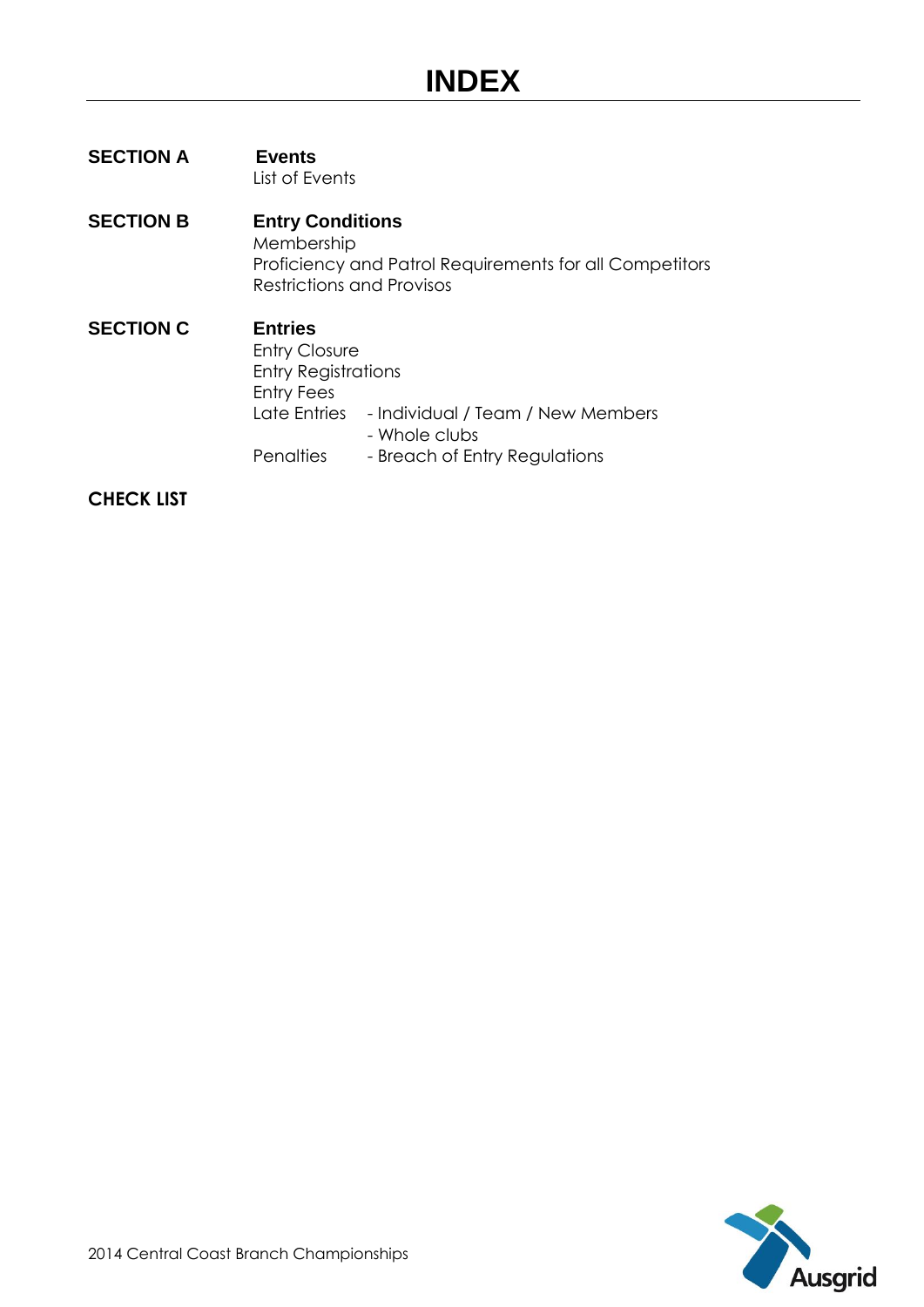# INDEX

**SECTION A** **Events**
List of Events

**SECTION B** **Entry Conditions**
Membership
Proficiency and Patrol Requirements for all Competitors
Restrictions and Provisos

**SECTION C** **Entries**
Entry Closure
Entry Registrations
Entry Fees
Late Entries - Individual / Team / New Members
- Whole clubs
Penalties - Breach of Entry Regulations

**CHECK LIST**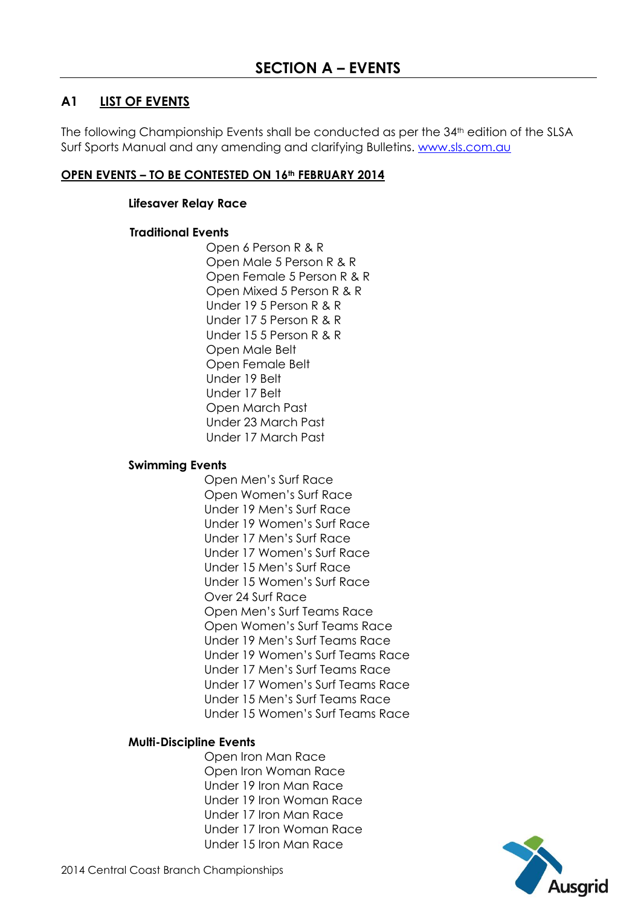# SECTION A – EVENTS

## A1 LIST OF EVENTS

The following Championship Events shall be conducted as per the 34th edition of the SLSA Surf Sports Manual and any amending and clarifying Bulletins. [www.sls.com.au](http://www.sls.com.au)

**OPEN EVENTS – TO BE CONTESTED ON 16th FEBRUARY 2014**

**Lifesaver Relay Race**

**Traditional Events**

- Open 6 Person R & R
- Open Male 5 Person R & R
- Open Female 5 Person R & R
- Open Mixed 5 Person R & R
- Under 19 5 Person R & R
- Under 17 5 Person R & R
- Under 15 5 Person R & R
- Open Male Belt
- Open Female Belt
- Under 19 Belt
- Under 17 Belt
- Open March Past
- Under 23 March Past
- Under 17 March Past

**Swimming Events**

- Open Men's Surf Race
- Open Women's Surf Race
- Under 19 Men's Surf Race
- Under 19 Women's Surf Race
- Under 17 Men's Surf Race
- Under 17 Women's Surf Race
- Under 15 Men's Surf Race
- Under 15 Women's Surf Race
- Over 24 Surf Race
- Open Men's Surf Teams Race
- Open Women's Surf Teams Race
- Under 19 Men's Surf Teams Race
- Under 19 Women's Surf Teams Race
- Under 17 Men's Surf Teams Race
- Under 17 Women's Surf Teams Race
- Under 15 Men's Surf Teams Race
- Under 15 Women's Surf Teams Race

**Multi-Discipline Events**

- Open Iron Man Race
- Open Iron Woman Race
- Under 19 Iron Man Race
- Under 19 Iron Woman Race
- Under 17 Iron Man Race
- Under 17 Iron Woman Race
- Under 15 Iron Man Race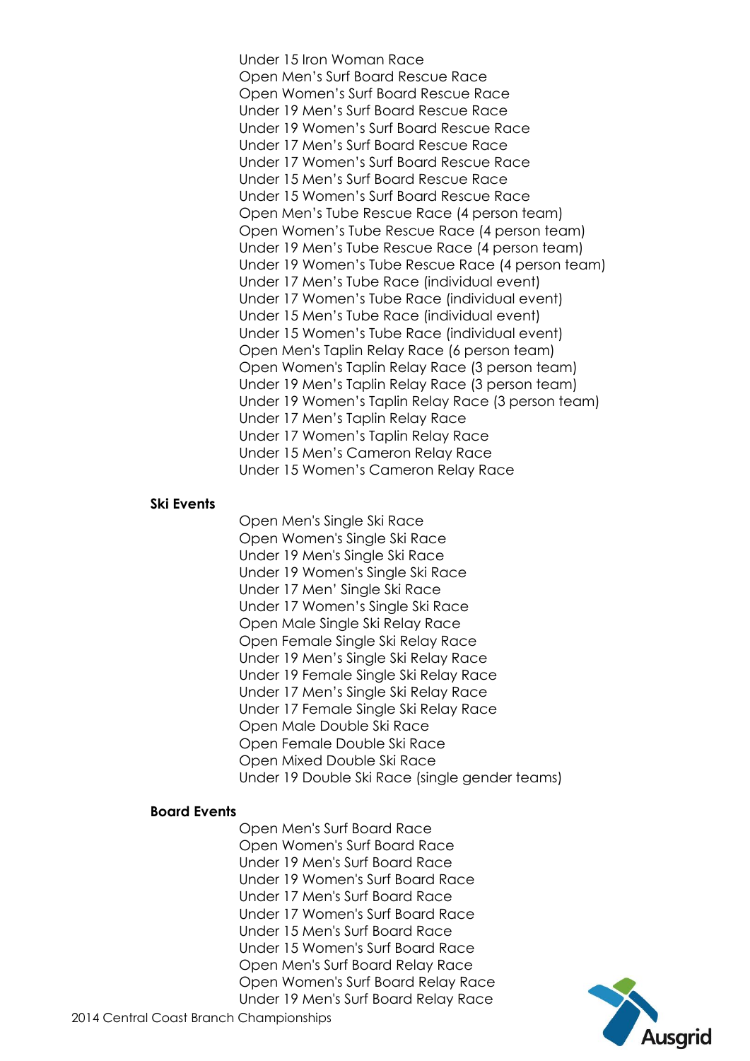Under 15 Iron Woman Race
Open Men's Surf Board Rescue Race
Open Women's Surf Board Rescue Race
Under 19 Men's Surf Board Rescue Race
Under 19 Women's Surf Board Rescue Race
Under 17 Men's Surf Board Rescue Race
Under 17 Women's Surf Board Rescue Race
Under 15 Men's Surf Board Rescue Race
Under 15 Women's Surf Board Rescue Race
Open Men's Tube Rescue Race (4 person team)
Open Women's Tube Rescue Race (4 person team)
Under 19 Men's Tube Rescue Race (4 person team)
Under 19 Women's Tube Rescue Race (4 person team)
Under 17 Men's Tube Race (individual event)
Under 17 Women's Tube Race (individual event)
Under 15 Men's Tube Race (individual event)
Under 15 Women's Tube Race (individual event)
Open Men's Taplin Relay Race (6 person team)
Open Women's Taplin Relay Race (3 person team)
Under 19 Men's Taplin Relay Race (3 person team)
Under 19 Women's Taplin Relay Race (3 person team)
Under 17 Men's Taplin Relay Race
Under 17 Women's Taplin Relay Race
Under 15 Men's Cameron Relay Race
Under 15 Women's Cameron Relay Race

**Ski Events**

Open Men's Single Ski Race
Open Women's Single Ski Race
Under 19 Men's Single Ski Race
Under 19 Women's Single Ski Race
Under 17 Men' Single Ski Race
Under 17 Women's Single Ski Race
Open Male Single Ski Relay Race
Open Female Single Ski Relay Race
Under 19 Men's Single Ski Relay Race
Under 19 Female Single Ski Relay Race
Under 17 Men's Single Ski Relay Race
Under 17 Female Single Ski Relay Race
Open Male Double Ski Race
Open Female Double Ski Race
Open Mixed Double Ski Race
Under 19 Double Ski Race (single gender teams)

**Board Events**

Open Men's Surf Board Race
Open Women's Surf Board Race
Under 19 Men's Surf Board Race
Under 19 Women's Surf Board Race
Under 17 Men's Surf Board Race
Under 17 Women's Surf Board Race
Under 15 Men's Surf Board Race
Under 15 Women's Surf Board Race
Open Men's Surf Board Relay Race
Open Women's Surf Board Relay Race
Under 19 Men's Surf Board Relay Race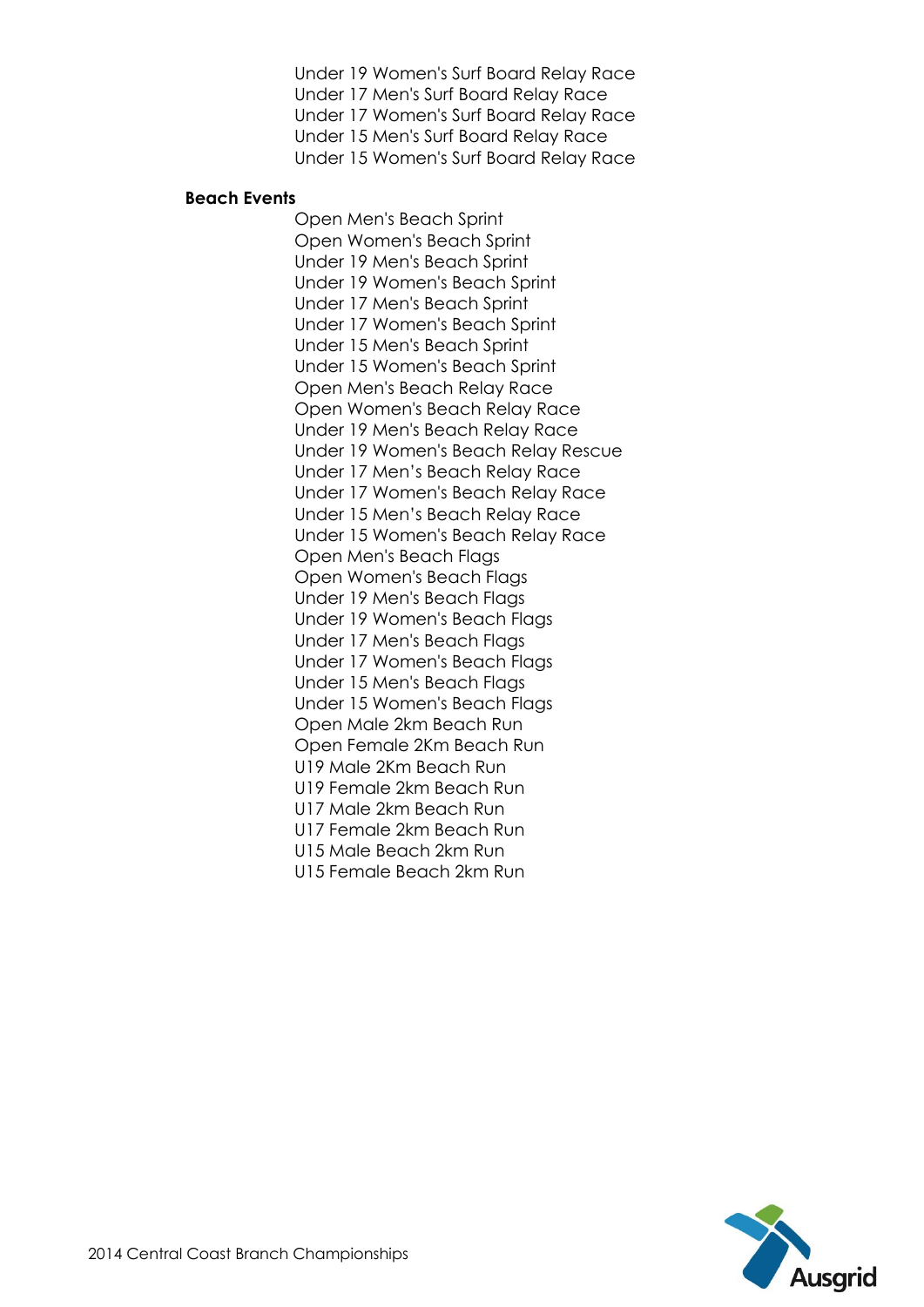Under 19 Women's Surf Board Relay Race
Under 17 Men's Surf Board Relay Race
Under 17 Women's Surf Board Relay Race
Under 15 Men's Surf Board Relay Race
Under 15 Women's Surf Board Relay Race

**Beach Events**

Open Men's Beach Sprint
Open Women's Beach Sprint
Under 19 Men's Beach Sprint
Under 19 Women's Beach Sprint
Under 17 Men's Beach Sprint
Under 17 Women's Beach Sprint
Under 15 Men's Beach Sprint
Under 15 Women's Beach Sprint
Open Men's Beach Relay Race
Open Women's Beach Relay Race
Under 19 Men's Beach Relay Race
Under 19 Women's Beach Relay Rescue
Under 17 Men's Beach Relay Race
Under 17 Women's Beach Relay Race
Under 15 Men's Beach Relay Race
Under 15 Women's Beach Relay Race
Open Men's Beach Flags
Open Women's Beach Flags
Under 19 Men's Beach Flags
Under 19 Women's Beach Flags
Under 17 Men's Beach Flags
Under 17 Women's Beach Flags
Under 15 Men's Beach Flags
Under 15 Women's Beach Flags
Open Male 2km Beach Run
Open Female 2Km Beach Run
U19 Male 2Km Beach Run
U19 Female 2km Beach Run
U17 Male 2km Beach Run
U17 Female 2km Beach Run
U15 Male Beach 2km Run
U15 Female Beach 2km Run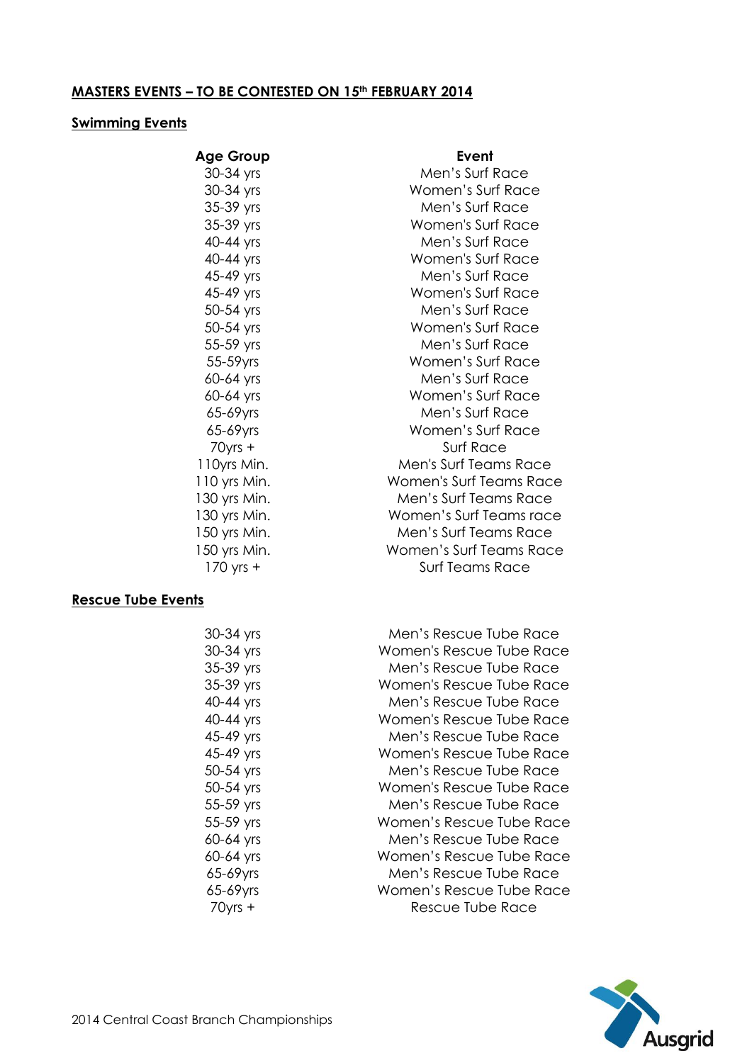**MASTERS EVENTS – TO BE CONTESTED ON 15th FEBRUARY 2014**

**Swimming Events**

| Age Group | Event |
|---|---|
| 30-34 yrs | Men's Surf Race |
| 30-34 yrs | Women's Surf Race |
| 35-39 yrs | Men's Surf Race |
| 35-39 yrs | Women's Surf Race |
| 40-44 yrs | Men's Surf Race |
| 40-44 yrs | Women's Surf Race |
| 45-49 yrs | Men's Surf Race |
| 45-49 yrs | Women's Surf Race |
| 50-54 yrs | Men's Surf Race |
| 50-54 yrs | Women's Surf Race |
| 55-59 yrs | Men's Surf Race |
| 55-59yrs | Women's Surf Race |
| 60-64 yrs | Men's Surf Race |
| 60-64 yrs | Women's Surf Race |
| 65-69yrs | Men's Surf Race |
| 65-69yrs | Women's Surf Race |
| 70yrs + | Surf Race |
| 110yrs Min. | Men's Surf Teams Race |
| 110 yrs Min. | Women's Surf Teams Race |
| 130 yrs Min. | Men's Surf Teams Race |
| 130 yrs Min. | Women's Surf Teams race |
| 150 yrs Min. | Men's Surf Teams Race |
| 150 yrs Min. | Women's Surf Teams Race |
| 170 yrs + | Surf Teams Race |

**Rescue Tube Events**

| Age Group | Event |
|---|---|
| 30-34 yrs | Men's Rescue Tube Race |
| 30-34 yrs | Women's Rescue Tube Race |
| 35-39 yrs | Men's Rescue Tube Race |
| 35-39 yrs | Women's Rescue Tube Race |
| 40-44 yrs | Men's Rescue Tube Race |
| 40-44 yrs | Women's Rescue Tube Race |
| 45-49 yrs | Men's Rescue Tube Race |
| 45-49 yrs | Women's Rescue Tube Race |
| 50-54 yrs | Men's Rescue Tube Race |
| 50-54 yrs | Women's Rescue Tube Race |
| 55-59 yrs | Men's Rescue Tube Race |
| 55-59 yrs | Women's Rescue Tube Race |
| 60-64 yrs | Men's Rescue Tube Race |
| 60-64 yrs | Women's Rescue Tube Race |
| 65-69yrs | Men's Rescue Tube Race |
| 65-69yrs | Women's Rescue Tube Race |
| 70yrs + | Rescue Tube Race |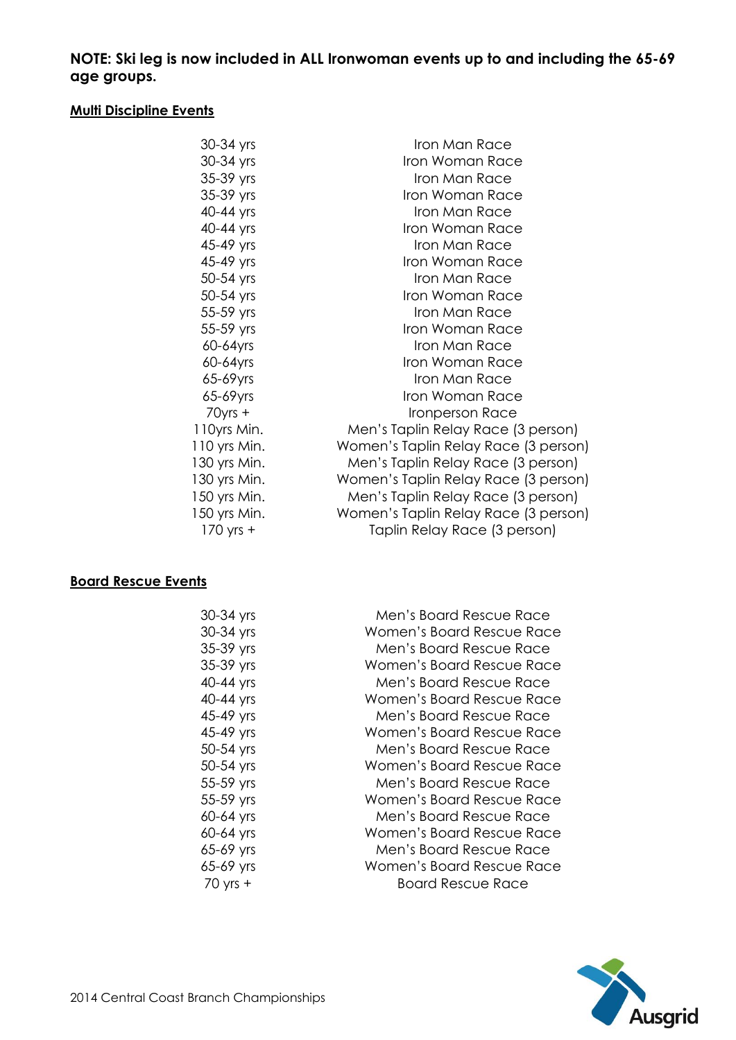**NOTE: Ski leg is now included in ALL Ironwoman events up to and including the 65-69 age groups.**

**Multi Discipline Events**

| | |
|---|---|
| 30-34 yrs | Iron Man Race |
| 30-34 yrs | Iron Woman Race |
| 35-39 yrs | Iron Man Race |
| 35-39 yrs | Iron Woman Race |
| 40-44 yrs | Iron Man Race |
| 40-44 yrs | Iron Woman Race |
| 45-49 yrs | Iron Man Race |
| 45-49 yrs | Iron Woman Race |
| 50-54 yrs | Iron Man Race |
| 50-54 yrs | Iron Woman Race |
| 55-59 yrs | Iron Man Race |
| 55-59 yrs | Iron Woman Race |
| 60-64yrs | Iron Man Race |
| 60-64yrs | Iron Woman Race |
| 65-69yrs | Iron Man Race |
| 65-69yrs | Iron Woman Race |
| 70yrs + | Ironperson Race |
| 110yrs Min. | Men's Taplin Relay Race (3 person) |
| 110 yrs Min. | Women's Taplin Relay Race (3 person) |
| 130 yrs Min. | Men's Taplin Relay Race (3 person) |
| 130 yrs Min. | Women's Taplin Relay Race (3 person) |
| 150 yrs Min. | Men's Taplin Relay Race (3 person) |
| 150 yrs Min. | Women's Taplin Relay Race (3 person) |
| 170 yrs + | Taplin Relay Race (3 person) |

**Board Rescue Events**

| | |
|---|---|
| 30-34 yrs | Men's Board Rescue Race |
| 30-34 yrs | Women's Board Rescue Race |
| 35-39 yrs | Men's Board Rescue Race |
| 35-39 yrs | Women's Board Rescue Race |
| 40-44 yrs | Men's Board Rescue Race |
| 40-44 yrs | Women's Board Rescue Race |
| 45-49 yrs | Men's Board Rescue Race |
| 45-49 yrs | Women's Board Rescue Race |
| 50-54 yrs | Men's Board Rescue Race |
| 50-54 yrs | Women's Board Rescue Race |
| 55-59 yrs | Men's Board Rescue Race |
| 55-59 yrs | Women's Board Rescue Race |
| 60-64 yrs | Men's Board Rescue Race |
| 60-64 yrs | Women's Board Rescue Race |
| 65-69 yrs | Men's Board Rescue Race |
| 65-69 yrs | Women's Board Rescue Race |
| 70 yrs + | Board Rescue Race |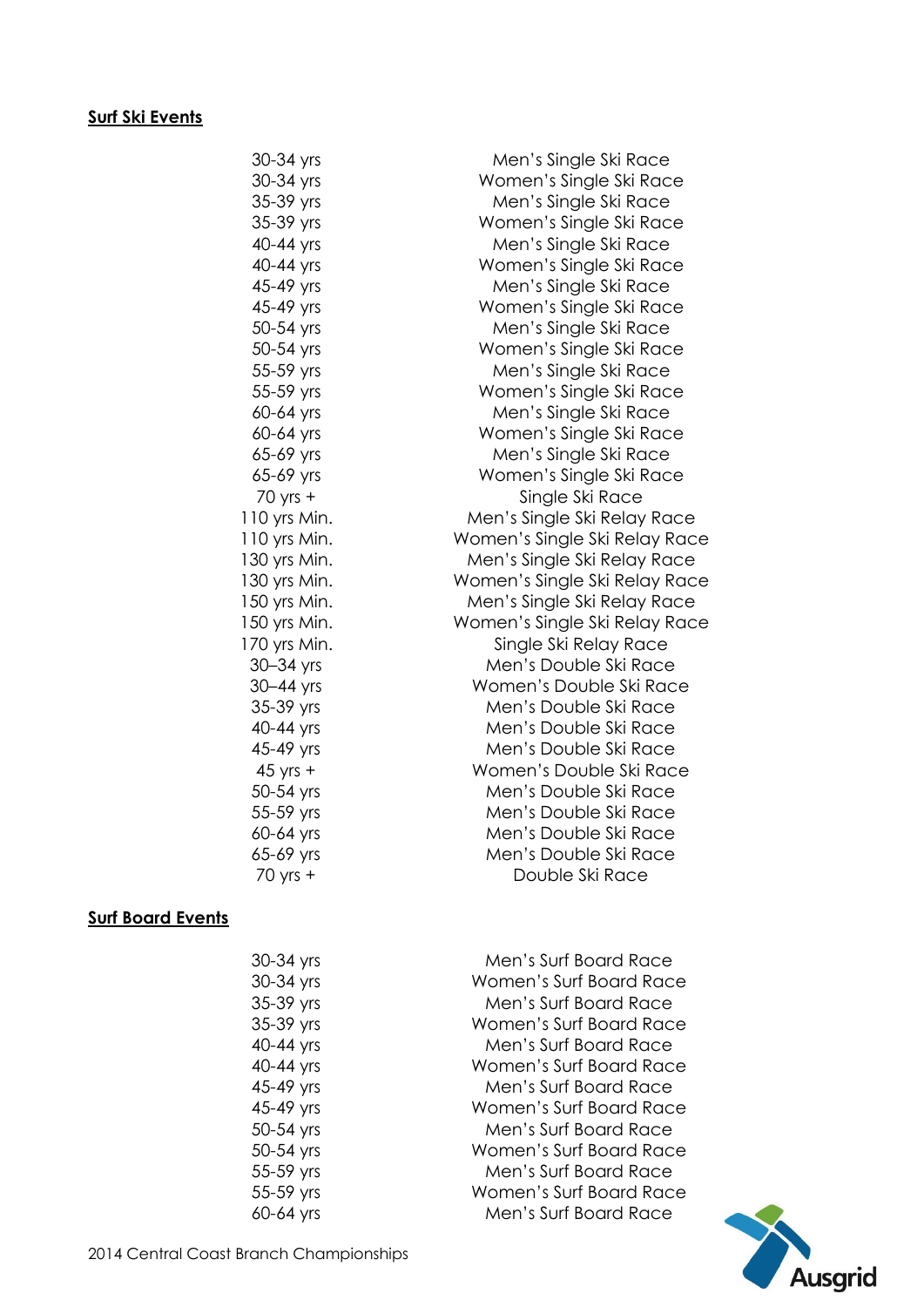**Surf Ski Events**

| | |
|---|---|
| 30-34 yrs | Men's Single Ski Race |
| 30-34 yrs | Women's Single Ski Race |
| 35-39 yrs | Men's Single Ski Race |
| 35-39 yrs | Women's Single Ski Race |
| 40-44 yrs | Men's Single Ski Race |
| 40-44 yrs | Women's Single Ski Race |
| 45-49 yrs | Men's Single Ski Race |
| 45-49 yrs | Women's Single Ski Race |
| 50-54 yrs | Men's Single Ski Race |
| 50-54 yrs | Women's Single Ski Race |
| 55-59 yrs | Men's Single Ski Race |
| 55-59 yrs | Women's Single Ski Race |
| 60-64 yrs | Men's Single Ski Race |
| 60-64 yrs | Women's Single Ski Race |
| 65-69 yrs | Men's Single Ski Race |
| 65-69 yrs | Women's Single Ski Race |
| 70 yrs + | Single Ski Race |
| 110 yrs Min. | Men's Single Ski Relay Race |
| 110 yrs Min. | Women's Single Ski Relay Race |
| 130 yrs Min. | Men's Single Ski Relay Race |
| 130 yrs Min. | Women's Single Ski Relay Race |
| 150 yrs Min. | Men's Single Ski Relay Race |
| 150 yrs Min. | Women's Single Ski Relay Race |
| 170 yrs Min. | Single Ski Relay Race |
| 30–34 yrs | Men's Double Ski Race |
| 30–44 yrs | Women's Double Ski Race |
| 35-39 yrs | Men's Double Ski Race |
| 40-44 yrs | Men's Double Ski Race |
| 45-49 yrs | Men's Double Ski Race |
| 45 yrs + | Women's Double Ski Race |
| 50-54 yrs | Men's Double Ski Race |
| 55-59 yrs | Men's Double Ski Race |
| 60-64 yrs | Men's Double Ski Race |
| 65-69 yrs | Men's Double Ski Race |
| 70 yrs + | Double Ski Race |

**Surf Board Events**

| | |
|---|---|
| 30-34 yrs | Men's Surf Board Race |
| 30-34 yrs | Women's Surf Board Race |
| 35-39 yrs | Men's Surf Board Race |
| 35-39 yrs | Women's Surf Board Race |
| 40-44 yrs | Men's Surf Board Race |
| 40-44 yrs | Women's Surf Board Race |
| 45-49 yrs | Men's Surf Board Race |
| 45-49 yrs | Women's Surf Board Race |
| 50-54 yrs | Men's Surf Board Race |
| 50-54 yrs | Women's Surf Board Race |
| 55-59 yrs | Men's Surf Board Race |
| 55-59 yrs | Women's Surf Board Race |
| 60-64 yrs | Men's Surf Board Race |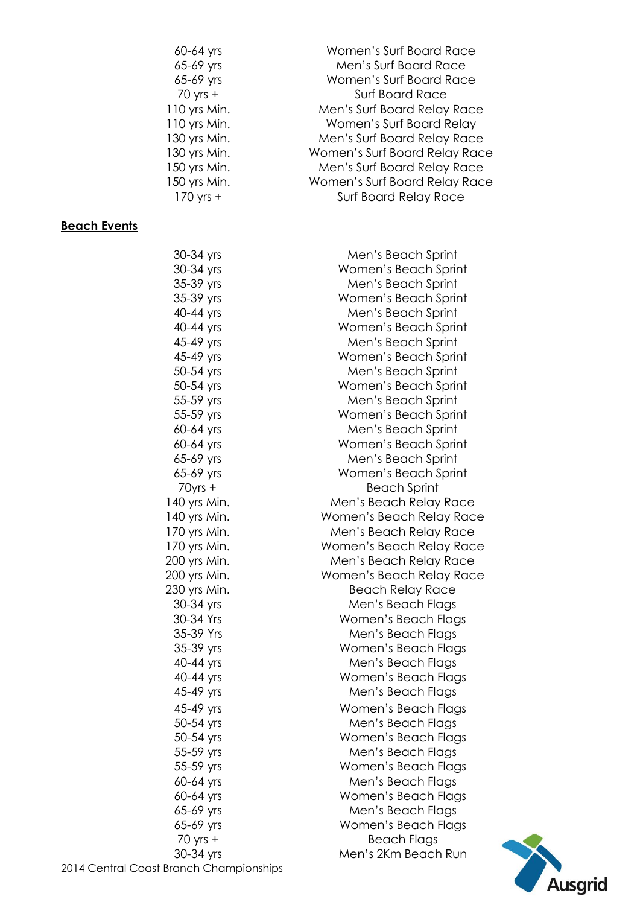| | |
|---|---|
| 60-64 yrs | Women's Surf Board Race |
| 65-69 yrs | Men's Surf Board Race |
| 65-69 yrs | Women's Surf Board Race |
| 70 yrs + | Surf Board Race |
| 110 yrs Min. | Men's Surf Board Relay Race |
| 110 yrs Min. | Women's Surf Board Relay |
| 130 yrs Min. | Men's Surf Board Relay Race |
| 130 yrs Min. | Women's Surf Board Relay Race |
| 150 yrs Min. | Men's Surf Board Relay Race |
| 150 yrs Min. | Women's Surf Board Relay Race |
| 170 yrs + | Surf Board Relay Race |

**Beach Events**

| | |
|---|---|
| 30-34 yrs | Men's Beach Sprint |
| 30-34 yrs | Women's Beach Sprint |
| 35-39 yrs | Men's Beach Sprint |
| 35-39 yrs | Women's Beach Sprint |
| 40-44 yrs | Men's Beach Sprint |
| 40-44 yrs | Women's Beach Sprint |
| 45-49 yrs | Men's Beach Sprint |
| 45-49 yrs | Women's Beach Sprint |
| 50-54 yrs | Men's Beach Sprint |
| 50-54 yrs | Women's Beach Sprint |
| 55-59 yrs | Men's Beach Sprint |
| 55-59 yrs | Women's Beach Sprint |
| 60-64 yrs | Men's Beach Sprint |
| 60-64 yrs | Women's Beach Sprint |
| 65-69 yrs | Men's Beach Sprint |
| 65-69 yrs | Women's Beach Sprint |
| 70yrs + | Beach Sprint |
| 140 yrs Min. | Men's Beach Relay Race |
| 140 yrs Min. | Women's Beach Relay Race |
| 170 yrs Min. | Men's Beach Relay Race |
| 170 yrs Min. | Women's Beach Relay Race |
| 200 yrs Min. | Men's Beach Relay Race |
| 200 yrs Min. | Women's Beach Relay Race |
| 230 yrs Min. | Beach Relay Race |
| 30-34 yrs | Men's Beach Flags |
| 30-34 Yrs | Women's Beach Flags |
| 35-39 Yrs | Men's Beach Flags |
| 35-39 yrs | Women's Beach Flags |
| 40-44 yrs | Men's Beach Flags |
| 40-44 yrs | Women's Beach Flags |
| 45-49 yrs | Men's Beach Flags |
| 45-49 yrs | Women's Beach Flags |
| 50-54 yrs | Men's Beach Flags |
| 50-54 yrs | Women's Beach Flags |
| 55-59 yrs | Men's Beach Flags |
| 55-59 yrs | Women's Beach Flags |
| 60-64 yrs | Men's Beach Flags |
| 60-64 yrs | Women's Beach Flags |
| 65-69 yrs | Men's Beach Flags |
| 65-69 yrs | Women's Beach Flags |
| 70 yrs + | Beach Flags |
| 30-34 yrs | Men's 2Km Beach Run |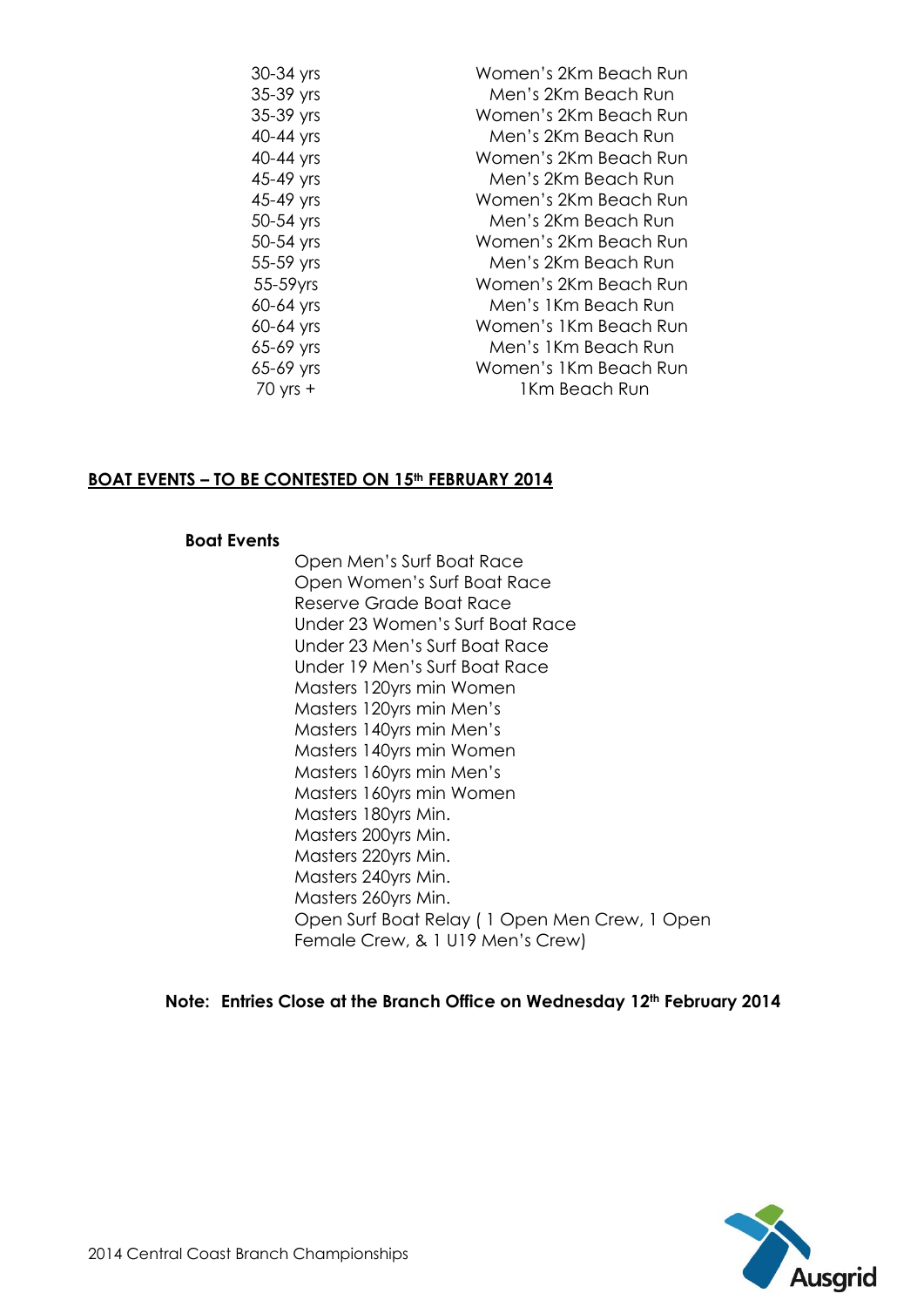| | |
|---|---|
| 30-34 yrs | Women's 2Km Beach Run |
| 35-39 yrs | Men's 2Km Beach Run |
| 35-39 yrs | Women's 2Km Beach Run |
| 40-44 yrs | Men's 2Km Beach Run |
| 40-44 yrs | Women's 2Km Beach Run |
| 45-49 yrs | Men's 2Km Beach Run |
| 45-49 yrs | Women's 2Km Beach Run |
| 50-54 yrs | Men's 2Km Beach Run |
| 50-54 yrs | Women's 2Km Beach Run |
| 55-59 yrs | Men's 2Km Beach Run |
| 55-59yrs | Women's 2Km Beach Run |
| 60-64 yrs | Men's 1Km Beach Run |
| 60-64 yrs | Women's 1Km Beach Run |
| 65-69 yrs | Men's 1Km Beach Run |
| 65-69 yrs | Women's 1Km Beach Run |
| 70 yrs + | 1Km Beach Run |

## BOAT EVENTS – TO BE CONTESTED ON 15th FEBRUARY 2014

**Boat Events**

- Open Men's Surf Boat Race
- Open Women's Surf Boat Race
- Reserve Grade Boat Race
- Under 23 Women's Surf Boat Race
- Under 23 Men's Surf Boat Race
- Under 19 Men's Surf Boat Race
- Masters 120yrs min Women
- Masters 120yrs min Men's
- Masters 140yrs min Men's
- Masters 140yrs min Women
- Masters 160yrs min Men's
- Masters 160yrs min Women
- Masters 180yrs Min.
- Masters 200yrs Min.
- Masters 220yrs Min.
- Masters 240yrs Min.
- Masters 260yrs Min.
- Open Surf Boat Relay ( 1 Open Men Crew, 1 Open Female Crew, & 1 U19 Men's Crew)

**Note: Entries Close at the Branch Office on Wednesday 12th February 2014**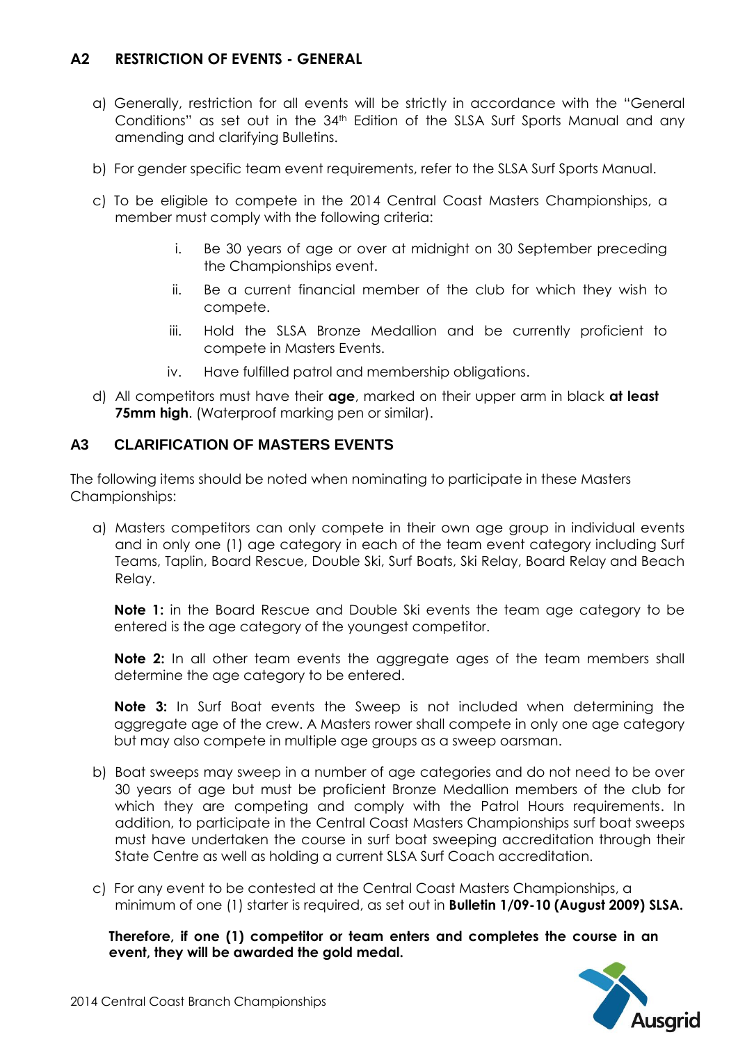## A2 RESTRICTION OF EVENTS - GENERAL

a) Generally, restriction for all events will be strictly in accordance with the "General Conditions" as set out in the 34th Edition of the SLSA Surf Sports Manual and any amending and clarifying Bulletins.

b) For gender specific team event requirements, refer to the SLSA Surf Sports Manual.

c) To be eligible to compete in the 2014 Central Coast Masters Championships, a member must comply with the following criteria:

   i. Be 30 years of age or over at midnight on 30 September preceding the Championships event.

   ii. Be a current financial member of the club for which they wish to compete.

   iii. Hold the SLSA Bronze Medallion and be currently proficient to compete in Masters Events.

   iv. Have fulfilled patrol and membership obligations.

d) All competitors must have their **age**, marked on their upper arm in black **at least 75mm high**. (Waterproof marking pen or similar).

## A3 CLARIFICATION OF MASTERS EVENTS

The following items should be noted when nominating to participate in these Masters Championships:

a) Masters competitors can only compete in their own age group in individual events and in only one (1) age category in each of the team event category including Surf Teams, Taplin, Board Rescue, Double Ski, Surf Boats, Ski Relay, Board Relay and Beach Relay.

   **Note 1:** in the Board Rescue and Double Ski events the team age category to be entered is the age category of the youngest competitor.

   **Note 2:** In all other team events the aggregate ages of the team members shall determine the age category to be entered.

   **Note 3:** In Surf Boat events the Sweep is not included when determining the aggregate age of the crew. A Masters rower shall compete in only one age category but may also compete in multiple age groups as a sweep oarsman.

b) Boat sweeps may sweep in a number of age categories and do not need to be over 30 years of age but must be proficient Bronze Medallion members of the club for which they are competing and comply with the Patrol Hours requirements. In addition, to participate in the Central Coast Masters Championships surf boat sweeps must have undertaken the course in surf boat sweeping accreditation through their State Centre as well as holding a current SLSA Surf Coach accreditation.

c) For any event to be contested at the Central Coast Masters Championships, a minimum of one (1) starter is required, as set out in **Bulletin 1/09-10 (August 2009) SLSA.**

   **Therefore, if one (1) competitor or team enters and completes the course in an event, they will be awarded the gold medal.**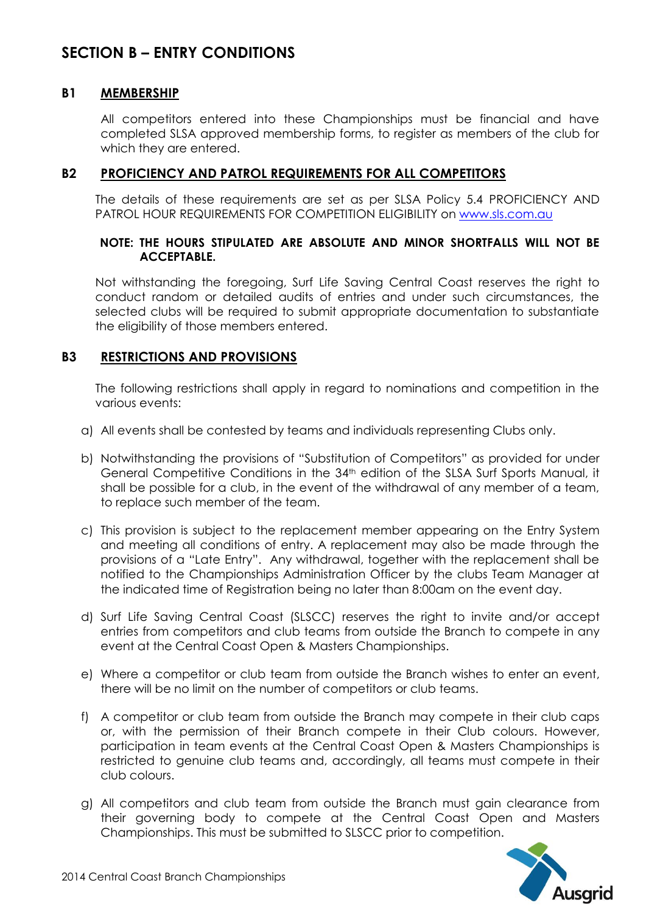# SECTION B – ENTRY CONDITIONS

## B1 MEMBERSHIP

All competitors entered into these Championships must be financial and have completed SLSA approved membership forms, to register as members of the club for which they are entered.

## B2 PROFICIENCY AND PATROL REQUIREMENTS FOR ALL COMPETITORS

The details of these requirements are set as per SLSA Policy 5.4 PROFICIENCY AND PATROL HOUR REQUIREMENTS FOR COMPETITION ELIGIBILITY on www.sls.com.au

**NOTE: THE HOURS STIPULATED ARE ABSOLUTE AND MINOR SHORTFALLS WILL NOT BE ACCEPTABLE.**

Not withstanding the foregoing, Surf Life Saving Central Coast reserves the right to conduct random or detailed audits of entries and under such circumstances, the selected clubs will be required to submit appropriate documentation to substantiate the eligibility of those members entered.

## B3 RESTRICTIONS AND PROVISIONS

The following restrictions shall apply in regard to nominations and competition in the various events:

a) All events shall be contested by teams and individuals representing Clubs only.

b) Notwithstanding the provisions of "Substitution of Competitors" as provided for under General Competitive Conditions in the 34th edition of the SLSA Surf Sports Manual, it shall be possible for a club, in the event of the withdrawal of any member of a team, to replace such member of the team.

c) This provision is subject to the replacement member appearing on the Entry System and meeting all conditions of entry. A replacement may also be made through the provisions of a "Late Entry". Any withdrawal, together with the replacement shall be notified to the Championships Administration Officer by the clubs Team Manager at the indicated time of Registration being no later than 8:00am on the event day.

d) Surf Life Saving Central Coast (SLSCC) reserves the right to invite and/or accept entries from competitors and club teams from outside the Branch to compete in any event at the Central Coast Open & Masters Championships.

e) Where a competitor or club team from outside the Branch wishes to enter an event, there will be no limit on the number of competitors or club teams.

f) A competitor or club team from outside the Branch may compete in their club caps or, with the permission of their Branch compete in their Club colours. However, participation in team events at the Central Coast Open & Masters Championships is restricted to genuine club teams and, accordingly, all teams must compete in their club colours.

g) All competitors and club team from outside the Branch must gain clearance from their governing body to compete at the Central Coast Open and Masters Championships. This must be submitted to SLSCC prior to competition.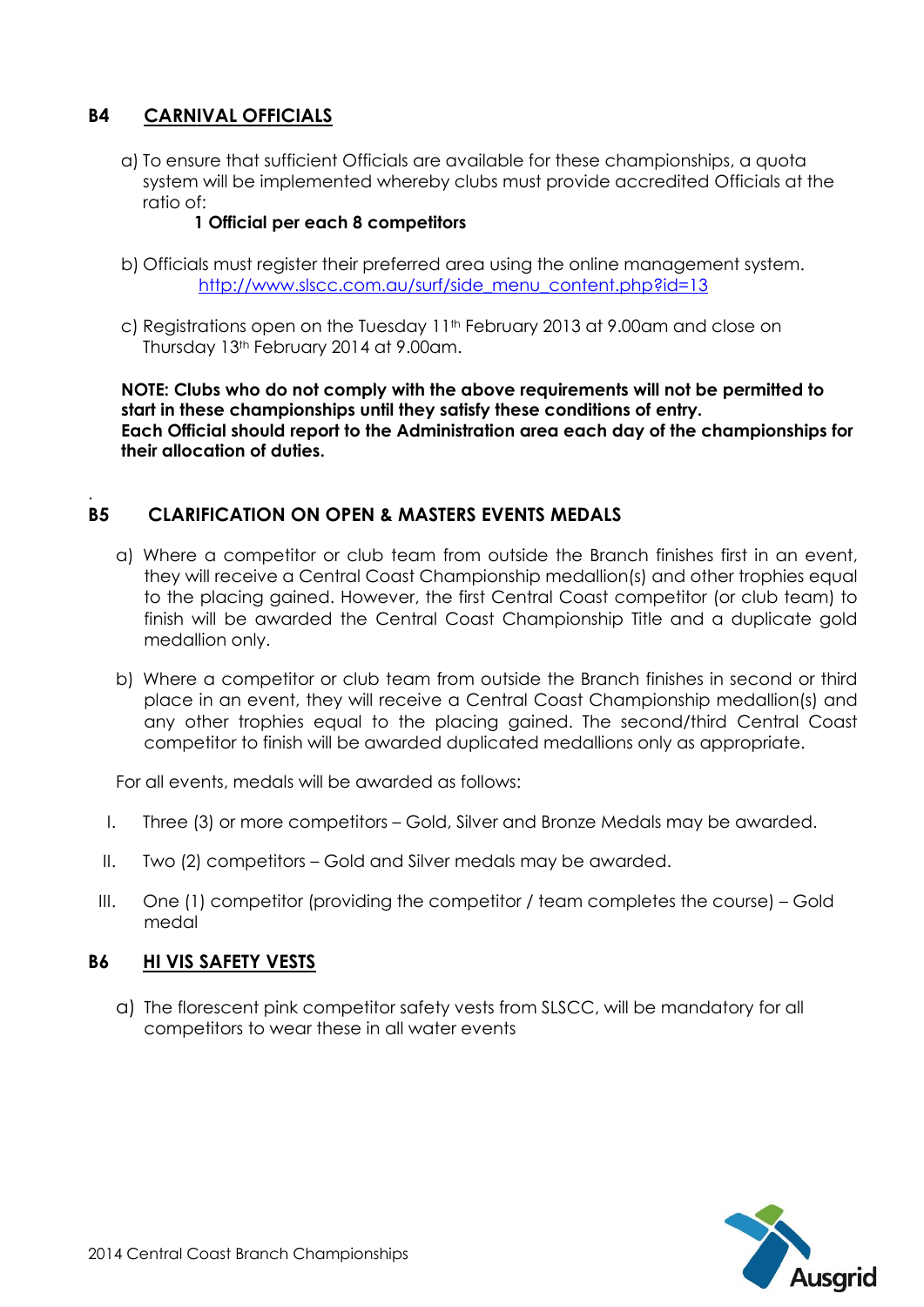## B4 CARNIVAL OFFICIALS

a) To ensure that sufficient Officials are available for these championships, a quota system will be implemented whereby clubs must provide accredited Officials at the ratio of:

**1 Official per each 8 competitors**

b) Officials must register their preferred area using the online management system. http://www.slscc.com.au/surf/side_menu_content.php?id=13

c) Registrations open on the Tuesday 11th February 2013 at 9.00am and close on Thursday 13th February 2014 at 9.00am.

**NOTE: Clubs who do not comply with the above requirements will not be permitted to start in these championships until they satisfy these conditions of entry.**
**Each Official should report to the Administration area each day of the championships for their allocation of duties.**

## B5 CLARIFICATION ON OPEN & MASTERS EVENTS MEDALS

a) Where a competitor or club team from outside the Branch finishes first in an event, they will receive a Central Coast Championship medallion(s) and other trophies equal to the placing gained. However, the first Central Coast competitor (or club team) to finish will be awarded the Central Coast Championship Title and a duplicate gold medallion only.

b) Where a competitor or club team from outside the Branch finishes in second or third place in an event, they will receive a Central Coast Championship medallion(s) and any other trophies equal to the placing gained. The second/third Central Coast competitor to finish will be awarded duplicated medallions only as appropriate.

For all events, medals will be awarded as follows:

I. Three (3) or more competitors – Gold, Silver and Bronze Medals may be awarded.

II. Two (2) competitors – Gold and Silver medals may be awarded.

III. One (1) competitor (providing the competitor / team completes the course) – Gold medal

## B6 HI VIS SAFETY VESTS

a) The florescent pink competitor safety vests from SLSCC, will be mandatory for all competitors to wear these in all water events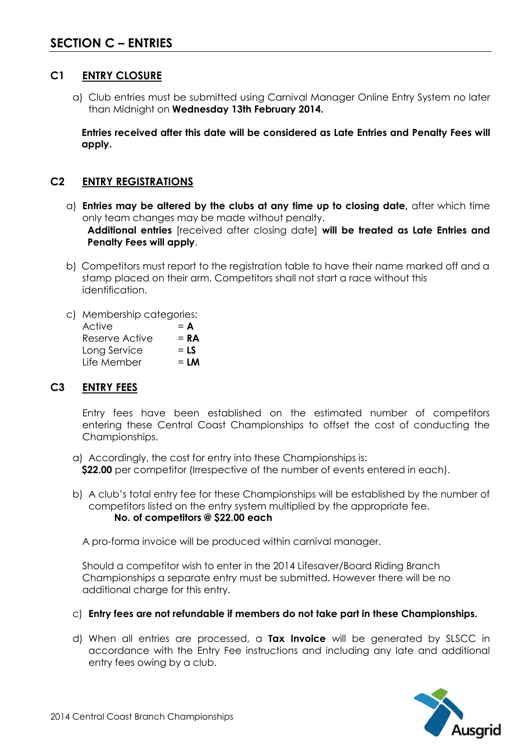# SECTION C – ENTRIES

## C1 ENTRY CLOSURE

a) Club entries must be submitted using Carnival Manager Online Entry System no later than Midnight on **Wednesday 13th February 2014.**

**Entries received after this date will be considered as Late Entries and Penalty Fees will apply.**

## C2 ENTRY REGISTRATIONS

a) **Entries may be altered by the clubs at any time up to closing date,** after which time only team changes may be made without penalty.
**Additional entries** [received after closing date] **will be treated as Late Entries and Penalty Fees will apply**.

b) Competitors must report to the registration table to have their name marked off and a stamp placed on their arm. Competitors shall not start a race without this identification.

c) Membership categories:

| | |
|---|---|
| Active | = **A** |
| Reserve Active | = **RA** |
| Long Service | = **LS** |
| Life Member | = **LM** |

## C3 ENTRY FEES

Entry fees have been established on the estimated number of competitors entering these Central Coast Championships to offset the cost of conducting the Championships.

a) Accordingly, the cost for entry into these Championships is:
**$22.00** per competitor (Irrespective of the number of events entered in each).

b) A club's total entry fee for these Championships will be established by the number of competitors listed on the entry system multiplied by the appropriate fee.
**No. of competitors @ $22.00 each**

A pro-forma invoice will be produced within carnival manager.

Should a competitor wish to enter in the 2014 Lifesaver/Board Riding Branch Championships a separate entry must be submitted. However there will be no additional charge for this entry.

c) **Entry fees are not refundable if members do not take part in these Championships.**

d) When all entries are processed, a **Tax Invoice** will be generated by SLSCC in accordance with the Entry Fee instructions and including any late and additional entry fees owing by a club.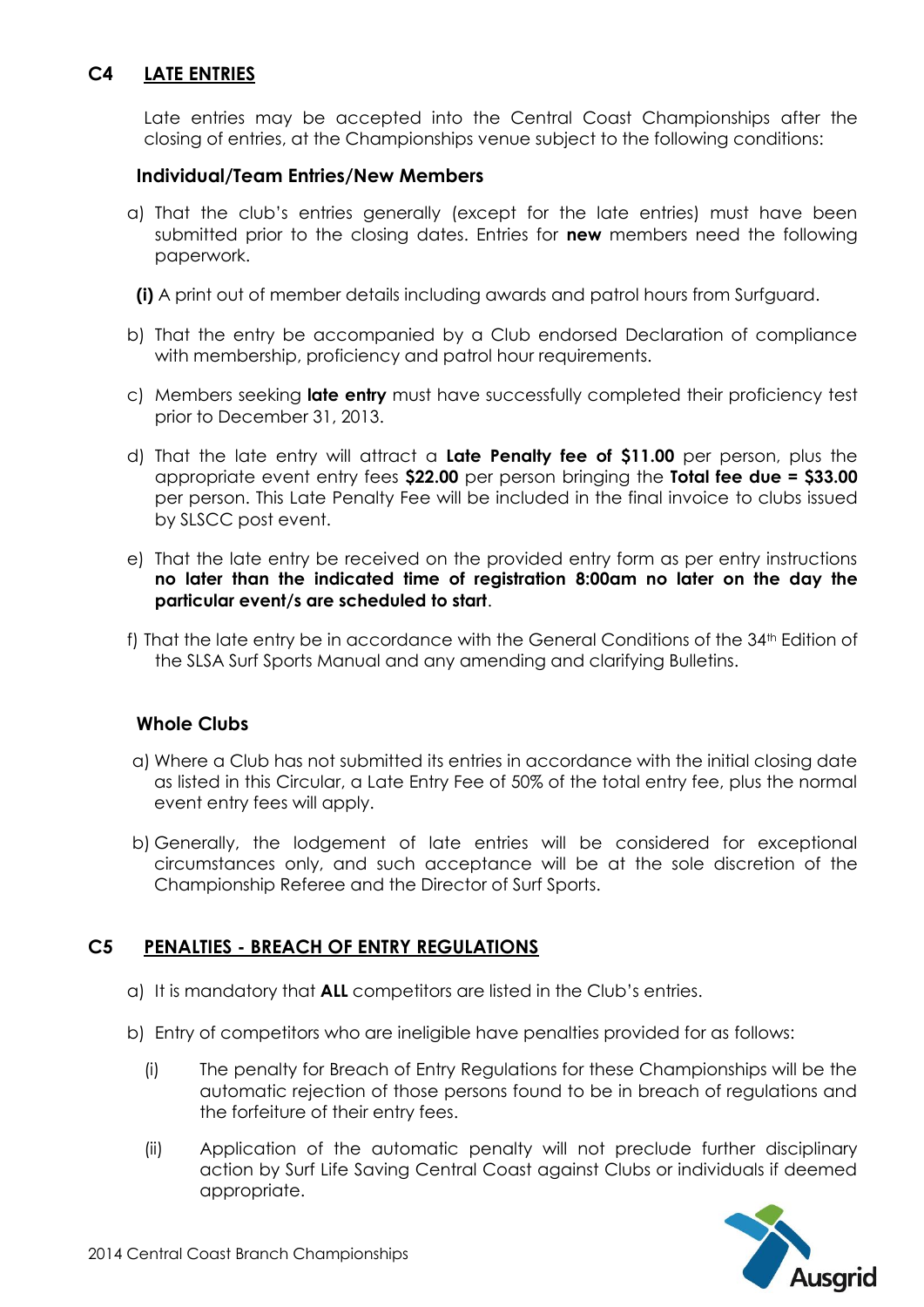## C4 LATE ENTRIES

Late entries may be accepted into the Central Coast Championships after the closing of entries, at the Championships venue subject to the following conditions:

### Individual/Team Entries/New Members

a) That the club's entries generally (except for the late entries) must have been submitted prior to the closing dates. Entries for **new** members need the following paperwork.

**(i)** A print out of member details including awards and patrol hours from Surfguard.

b) That the entry be accompanied by a Club endorsed Declaration of compliance with membership, proficiency and patrol hour requirements.

c) Members seeking **late entry** must have successfully completed their proficiency test prior to December 31, 2013.

d) That the late entry will attract a **Late Penalty fee of $11.00** per person, plus the appropriate event entry fees **$22.00** per person bringing the **Total fee due = $33.00** per person. This Late Penalty Fee will be included in the final invoice to clubs issued by SLSCC post event.

e) That the late entry be received on the provided entry form as per entry instructions **no later than the indicated time of registration 8:00am no later on the day the particular event/s are scheduled to start**.

f) That the late entry be in accordance with the General Conditions of the 34th Edition of the SLSA Surf Sports Manual and any amending and clarifying Bulletins.

### Whole Clubs

a) Where a Club has not submitted its entries in accordance with the initial closing date as listed in this Circular, a Late Entry Fee of 50% of the total entry fee, plus the normal event entry fees will apply.

b) Generally, the lodgement of late entries will be considered for exceptional circumstances only, and such acceptance will be at the sole discretion of the Championship Referee and the Director of Surf Sports.

## C5 PENALTIES - BREACH OF ENTRY REGULATIONS

a) It is mandatory that **ALL** competitors are listed in the Club's entries.

b) Entry of competitors who are ineligible have penalties provided for as follows:

(i) The penalty for Breach of Entry Regulations for these Championships will be the automatic rejection of those persons found to be in breach of regulations and the forfeiture of their entry fees.

(ii) Application of the automatic penalty will not preclude further disciplinary action by Surf Life Saving Central Coast against Clubs or individuals if deemed appropriate.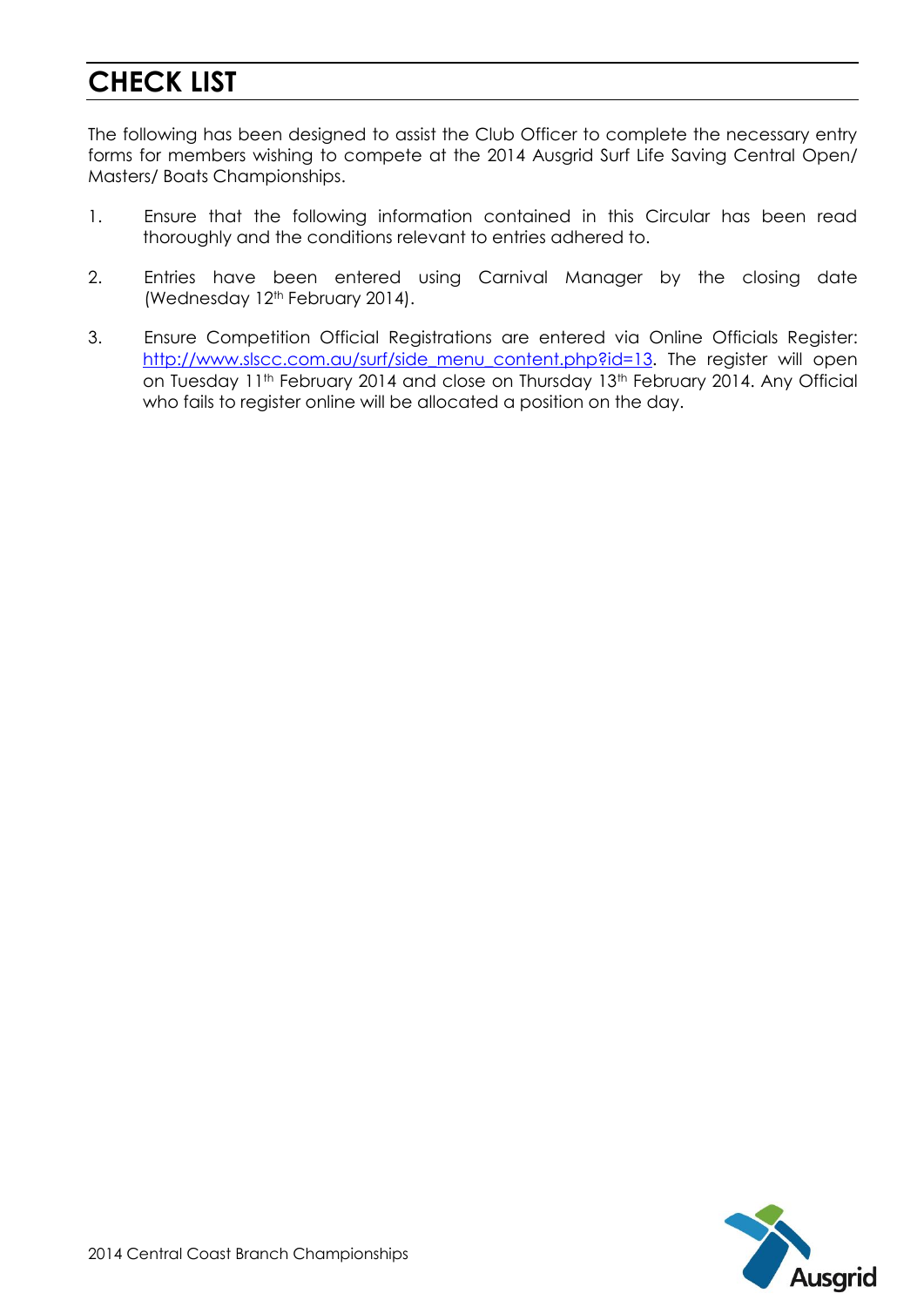# CHECK LIST

The following has been designed to assist the Club Officer to complete the necessary entry forms for members wishing to compete at the 2014 Ausgrid Surf Life Saving Central Open/ Masters/ Boats Championships.

1. Ensure that the following information contained in this Circular has been read thoroughly and the conditions relevant to entries adhered to.

2. Entries have been entered using Carnival Manager by the closing date (Wednesday 12th February 2014).

3. Ensure Competition Official Registrations are entered via Online Officials Register: http://www.slscc.com.au/surf/side_menu_content.php?id=13. The register will open on Tuesday 11th February 2014 and close on Thursday 13th February 2014. Any Official who fails to register online will be allocated a position on the day.